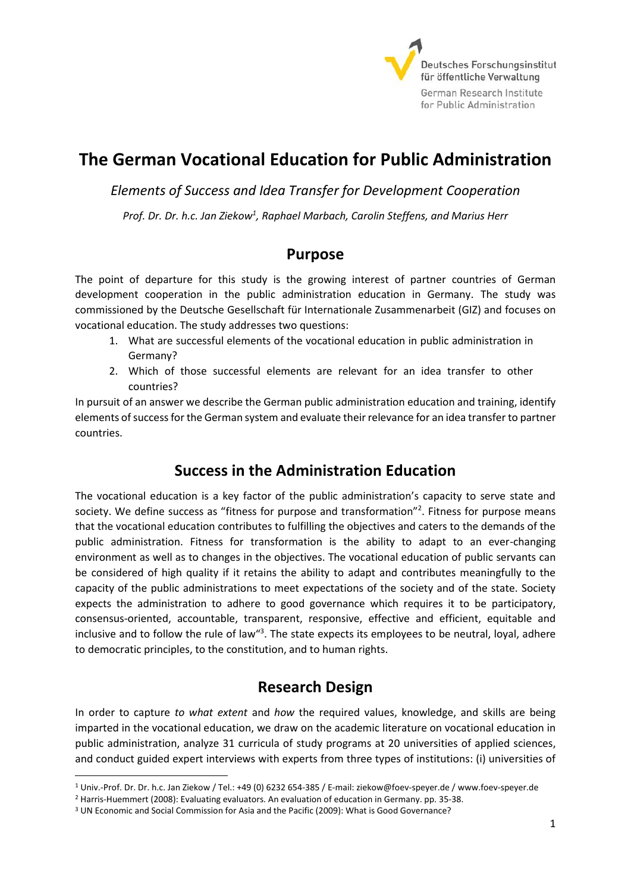Deutsches Forschungsinstitut für öffentliche Verwaltung
German Research Institute for Public Administration

# The German Vocational Education for Public Administration

*Elements of Success and Idea Transfer for Development Cooperation*

*Prof. Dr. Dr. h.c. Jan Ziekow[1], Raphael Marbach, Carolin Steffens, and Marius Herr*

## Purpose

The point of departure for this study is the growing interest of partner countries of German development cooperation in the public administration education in Germany. The study was commissioned by the Deutsche Gesellschaft für Internationale Zusammenarbeit (GIZ) and focuses on vocational education. The study addresses two questions:

1. What are successful elements of the vocational education in public administration in Germany?
2. Which of those successful elements are relevant for an idea transfer to other countries?

In pursuit of an answer we describe the German public administration education and training, identify elements of success for the German system and evaluate their relevance for an idea transfer to partner countries.

## Success in the Administration Education

The vocational education is a key factor of the public administration's capacity to serve state and society. We define success as "fitness for purpose and transformation"[2]. Fitness for purpose means that the vocational education contributes to fulfilling the objectives and caters to the demands of the public administration. Fitness for transformation is the ability to adapt to an ever-changing environment as well as to changes in the objectives. The vocational education of public servants can be considered of high quality if it retains the ability to adapt and contributes meaningfully to the capacity of the public administrations to meet expectations of the society and of the state. Society expects the administration to adhere to good governance which requires it to be participatory, consensus-oriented, accountable, transparent, responsive, effective and efficient, equitable and inclusive and to follow the rule of law"[3]. The state expects its employees to be neutral, loyal, adhere to democratic principles, to the constitution, and to human rights.

## Research Design

In order to capture *to what extent* and *how* the required values, knowledge, and skills are being imparted in the vocational education, we draw on the academic literature on vocational education in public administration, analyze 31 curricula of study programs at 20 universities of applied sciences, and conduct guided expert interviews with experts from three types of institutions: (i) universities of

---

[1] Univ.-Prof. Dr. Dr. h.c. Jan Ziekow / Tel.: +49 (0) 6232 654-385 / E-mail: ziekow@foev-speyer.de / www.foev-speyer.de

[2] Harris-Huemmert (2008): Evaluating evaluators. An evaluation of education in Germany. pp. 35-38.

[3] UN Economic and Social Commission for Asia and the Pacific (2009): What is Good Governance?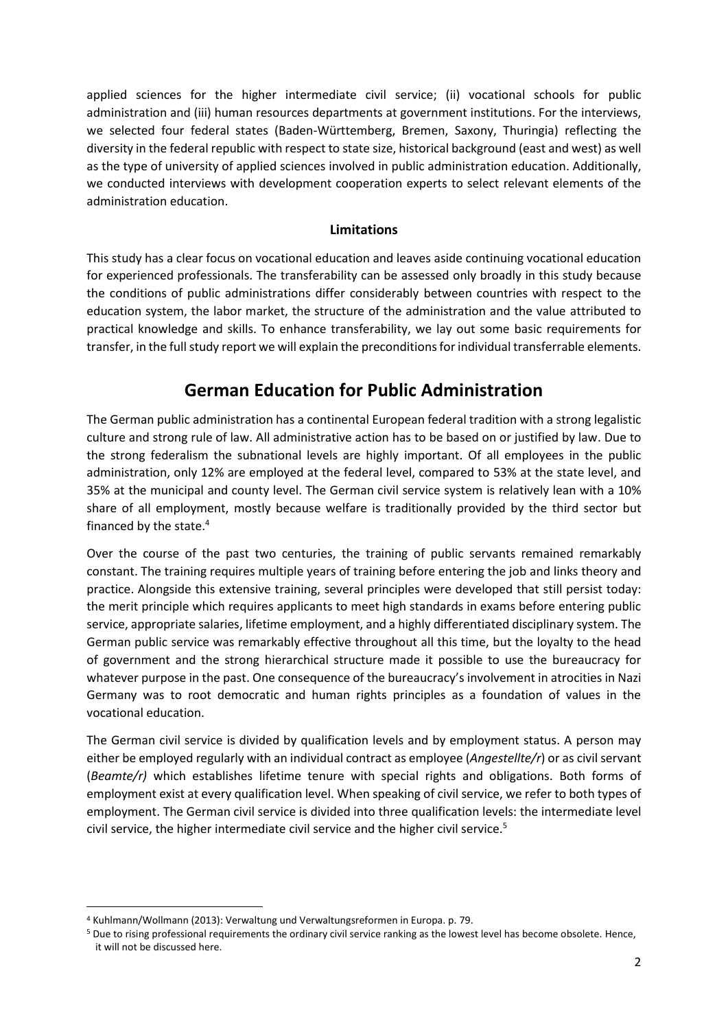applied sciences for the higher intermediate civil service; (ii) vocational schools for public administration and (iii) human resources departments at government institutions. For the interviews, we selected four federal states (Baden-Württemberg, Bremen, Saxony, Thuringia) reflecting the diversity in the federal republic with respect to state size, historical background (east and west) as well as the type of university of applied sciences involved in public administration education. Additionally, we conducted interviews with development cooperation experts to select relevant elements of the administration education.

**Limitations**

This study has a clear focus on vocational education and leaves aside continuing vocational education for experienced professionals. The transferability can be assessed only broadly in this study because the conditions of public administrations differ considerably between countries with respect to the education system, the labor market, the structure of the administration and the value attributed to practical knowledge and skills. To enhance transferability, we lay out some basic requirements for transfer, in the full study report we will explain the preconditions for individual transferrable elements.

## German Education for Public Administration

The German public administration has a continental European federal tradition with a strong legalistic culture and strong rule of law. All administrative action has to be based on or justified by law. Due to the strong federalism the subnational levels are highly important. Of all employees in the public administration, only 12% are employed at the federal level, compared to 53% at the state level, and 35% at the municipal and county level. The German civil service system is relatively lean with a 10% share of all employment, mostly because welfare is traditionally provided by the third sector but financed by the state.[4]

Over the course of the past two centuries, the training of public servants remained remarkably constant. The training requires multiple years of training before entering the job and links theory and practice. Alongside this extensive training, several principles were developed that still persist today: the merit principle which requires applicants to meet high standards in exams before entering public service, appropriate salaries, lifetime employment, and a highly differentiated disciplinary system. The German public service was remarkably effective throughout all this time, but the loyalty to the head of government and the strong hierarchical structure made it possible to use the bureaucracy for whatever purpose in the past. One consequence of the bureaucracy's involvement in atrocities in Nazi Germany was to root democratic and human rights principles as a foundation of values in the vocational education.

The German civil service is divided by qualification levels and by employment status. A person may either be employed regularly with an individual contract as employee (*Angestellte/r*) or as civil servant (*Beamte/r)* which establishes lifetime tenure with special rights and obligations. Both forms of employment exist at every qualification level. When speaking of civil service, we refer to both types of employment. The German civil service is divided into three qualification levels: the intermediate level civil service, the higher intermediate civil service and the higher civil service.[5]

---

[4] Kuhlmann/Wollmann (2013): Verwaltung und Verwaltungsreformen in Europa. p. 79.

[5] Due to rising professional requirements the ordinary civil service ranking as the lowest level has become obsolete. Hence, it will not be discussed here.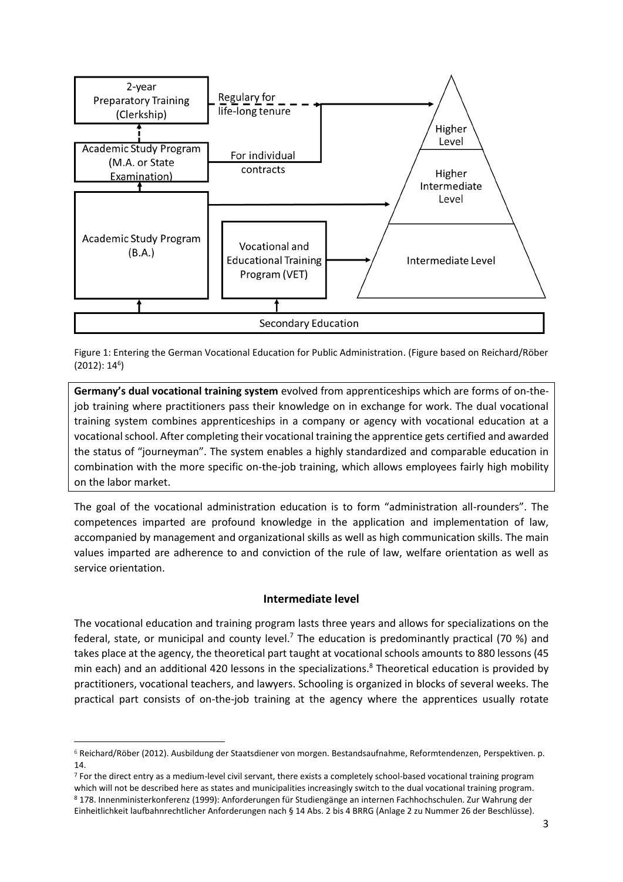Figure 1: Entering the German Vocational Education for Public Administration. (Figure based on Reichard/Röber (2012): 14[6])

**Germany's dual vocational training system** evolved from apprenticeships which are forms of on-the-job training where practitioners pass their knowledge on in exchange for work. The dual vocational training system combines apprenticeships in a company or agency with vocational education at a vocational school. After completing their vocational training the apprentice gets certified and awarded the status of "journeyman". The system enables a highly standardized and comparable education in combination with the more specific on-the-job training, which allows employees fairly high mobility on the labor market.

The goal of the vocational administration education is to form "administration all-rounders". The competences imparted are profound knowledge in the application and implementation of law, accompanied by management and organizational skills as well as high communication skills. The main values imparted are adherence to and conviction of the rule of law, welfare orientation as well as service orientation.

## Intermediate level

The vocational education and training program lasts three years and allows for specializations on the federal, state, or municipal and county level.[7] The education is predominantly practical (70 %) and takes place at the agency, the theoretical part taught at vocational schools amounts to 880 lessons (45 min each) and an additional 420 lessons in the specializations.[8] Theoretical education is provided by practitioners, vocational teachers, and lawyers. Schooling is organized in blocks of several weeks. The practical part consists of on-the-job training at the agency where the apprentices usually rotate

---

[6] Reichard/Röber (2012). Ausbildung der Staatsdiener von morgen. Bestandsaufnahme, Reformtendenzen, Perspektiven. p. 14.

[7] For the direct entry as a medium-level civil servant, there exists a completely school-based vocational training program which will not be described here as states and municipalities increasingly switch to the dual vocational training program.

[8] 178. Innenministerkonferenz (1999): Anforderungen für Studiengänge an internen Fachhochschulen. Zur Wahrung der Einheitlichkeit laufbahnrechtlicher Anforderungen nach § 14 Abs. 2 bis 4 BRRG (Anlage 2 zu Nummer 26 der Beschlüsse).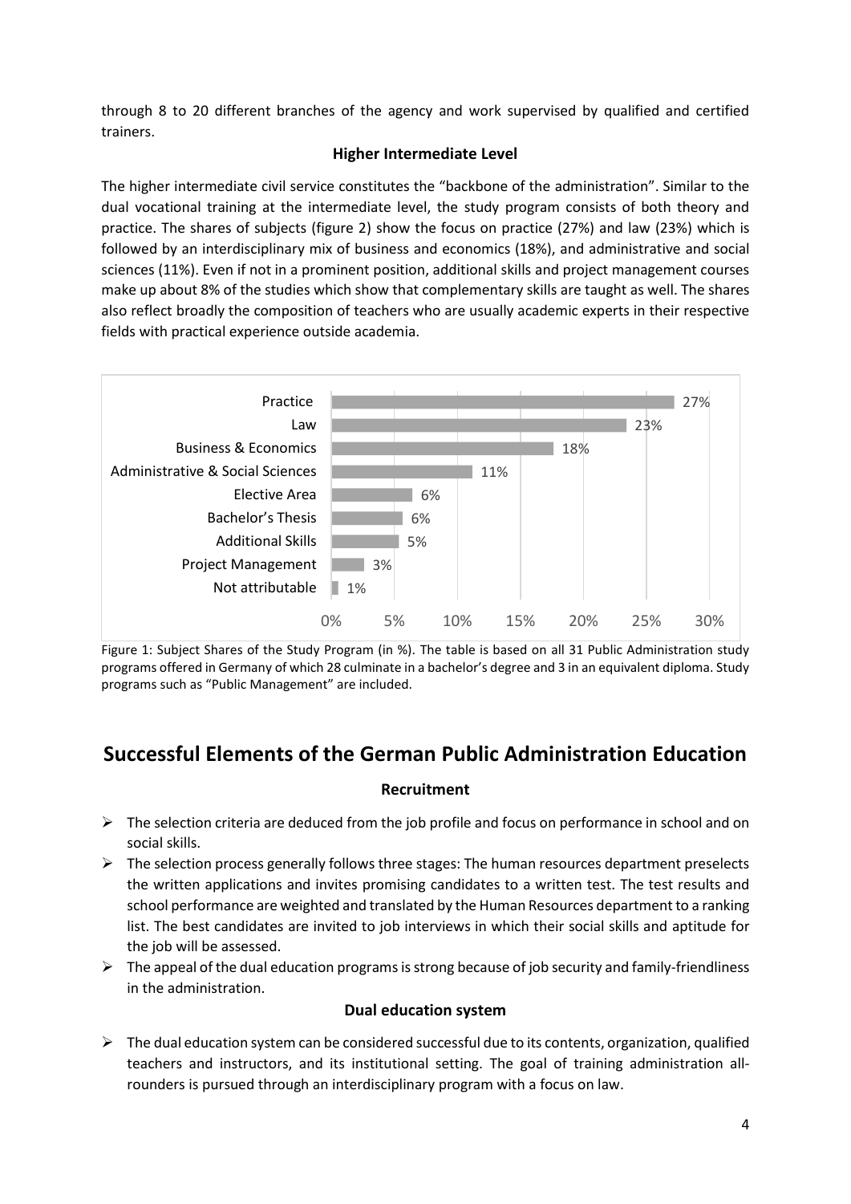through 8 to 20 different branches of the agency and work supervised by qualified and certified trainers.

### Higher Intermediate Level

The higher intermediate civil service constitutes the "backbone of the administration". Similar to the dual vocational training at the intermediate level, the study program consists of both theory and practice. The shares of subjects (figure 2) show the focus on practice (27%) and law (23%) which is followed by an interdisciplinary mix of business and economics (18%), and administrative and social sciences (11%). Even if not in a prominent position, additional skills and project management courses make up about 8% of the studies which show that complementary skills are taught as well. The shares also reflect broadly the composition of teachers who are usually academic experts in their respective fields with practical experience outside academia.

| Subject | Share |
|---|---|
| Practice | 27% |
| Law | 23% |
| Business & Economics | 18% |
| Administrative & Social Sciences | 11% |
| Elective Area | 6% |
| Bachelor's Thesis | 6% |
| Additional Skills | 5% |
| Project Management | 3% |
| Not attributable | 1% |

Figure 1: Subject Shares of the Study Program (in %). The table is based on all 31 Public Administration study programs offered in Germany of which 28 culminate in a bachelor's degree and 3 in an equivalent diploma. Study programs such as "Public Management" are included.

## Successful Elements of the German Public Administration Education

### Recruitment

- The selection criteria are deduced from the job profile and focus on performance in school and on social skills.
- The selection process generally follows three stages: The human resources department preselects the written applications and invites promising candidates to a written test. The test results and school performance are weighted and translated by the Human Resources department to a ranking list. The best candidates are invited to job interviews in which their social skills and aptitude for the job will be assessed.
- The appeal of the dual education programs is strong because of job security and family-friendliness in the administration.

### Dual education system

- The dual education system can be considered successful due to its contents, organization, qualified teachers and instructors, and its institutional setting. The goal of training administration all-rounders is pursued through an interdisciplinary program with a focus on law.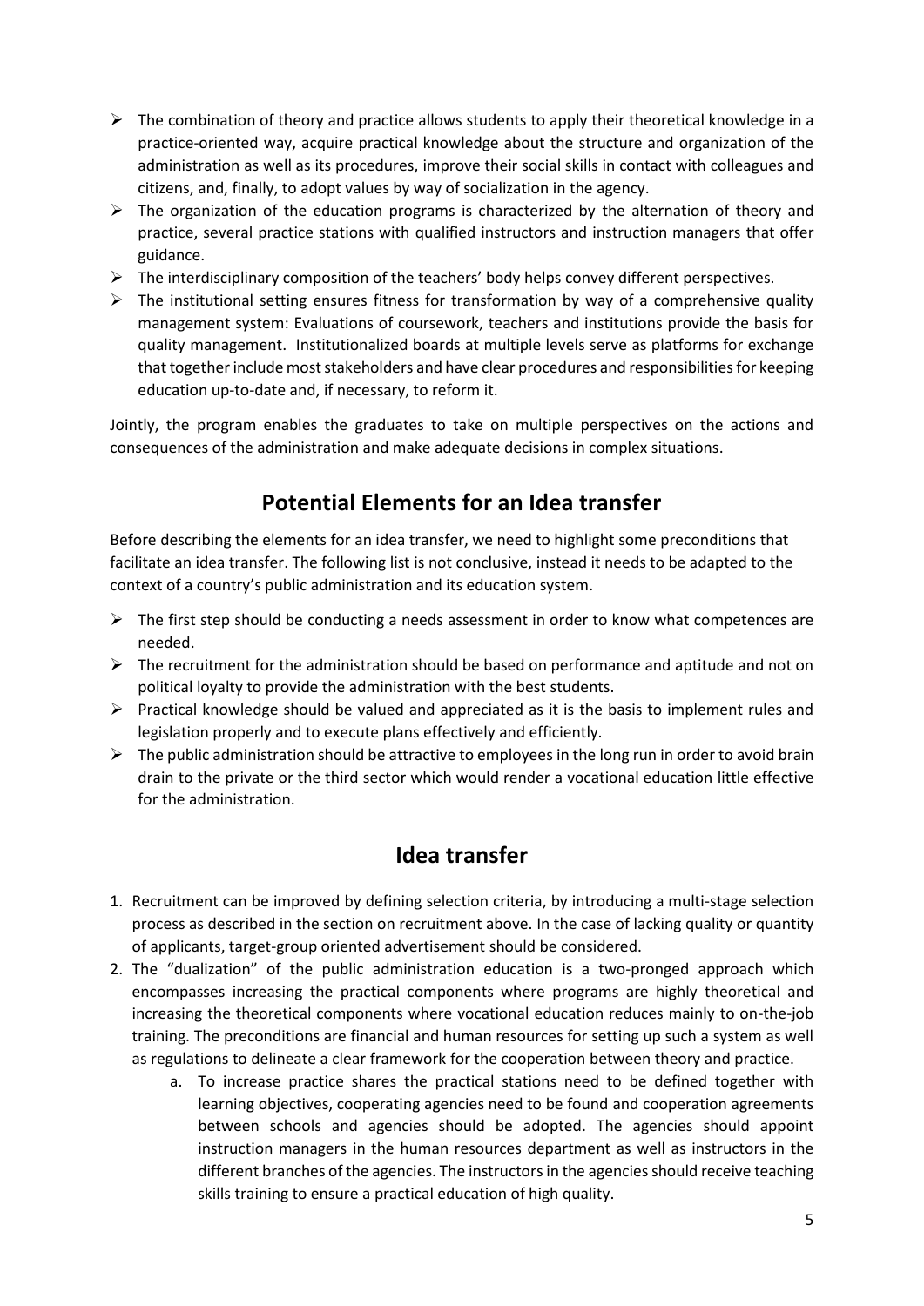- The combination of theory and practice allows students to apply their theoretical knowledge in a practice-oriented way, acquire practical knowledge about the structure and organization of the administration as well as its procedures, improve their social skills in contact with colleagues and citizens, and, finally, to adopt values by way of socialization in the agency.
- The organization of the education programs is characterized by the alternation of theory and practice, several practice stations with qualified instructors and instruction managers that offer guidance.
- The interdisciplinary composition of the teachers' body helps convey different perspectives.
- The institutional setting ensures fitness for transformation by way of a comprehensive quality management system: Evaluations of coursework, teachers and institutions provide the basis for quality management. Institutionalized boards at multiple levels serve as platforms for exchange that together include most stakeholders and have clear procedures and responsibilities for keeping education up-to-date and, if necessary, to reform it.

Jointly, the program enables the graduates to take on multiple perspectives on the actions and consequences of the administration and make adequate decisions in complex situations.

## Potential Elements for an Idea transfer

Before describing the elements for an idea transfer, we need to highlight some preconditions that facilitate an idea transfer. The following list is not conclusive, instead it needs to be adapted to the context of a country's public administration and its education system.

- The first step should be conducting a needs assessment in order to know what competences are needed.
- The recruitment for the administration should be based on performance and aptitude and not on political loyalty to provide the administration with the best students.
- Practical knowledge should be valued and appreciated as it is the basis to implement rules and legislation properly and to execute plans effectively and efficiently.
- The public administration should be attractive to employees in the long run in order to avoid brain drain to the private or the third sector which would render a vocational education little effective for the administration.

## Idea transfer

1. Recruitment can be improved by defining selection criteria, by introducing a multi-stage selection process as described in the section on recruitment above. In the case of lacking quality or quantity of applicants, target-group oriented advertisement should be considered.
2. The "dualization" of the public administration education is a two-pronged approach which encompasses increasing the practical components where programs are highly theoretical and increasing the theoretical components where vocational education reduces mainly to on-the-job training. The preconditions are financial and human resources for setting up such a system as well as regulations to delineate a clear framework for the cooperation between theory and practice.
   a. To increase practice shares the practical stations need to be defined together with learning objectives, cooperating agencies need to be found and cooperation agreements between schools and agencies should be adopted. The agencies should appoint instruction managers in the human resources department as well as instructors in the different branches of the agencies. The instructors in the agencies should receive teaching skills training to ensure a practical education of high quality.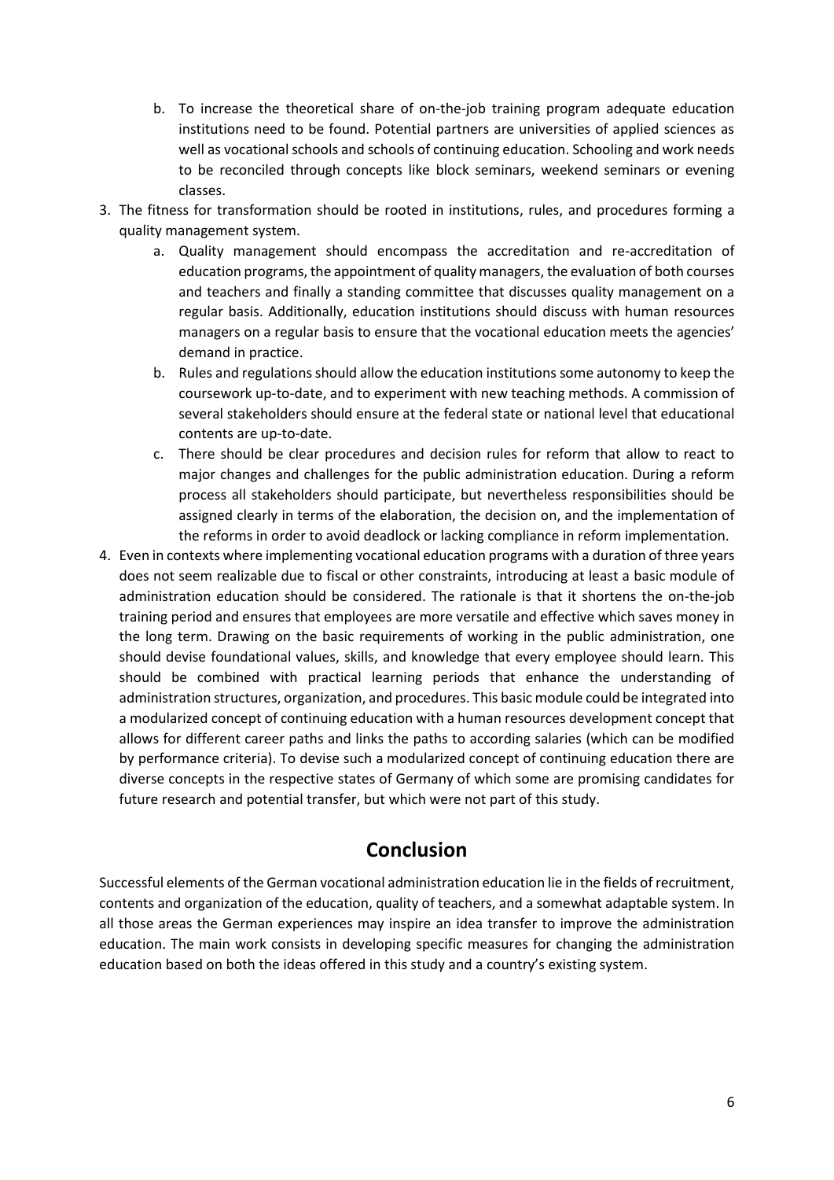b. To increase the theoretical share of on-the-job training program adequate education institutions need to be found. Potential partners are universities of applied sciences as well as vocational schools and schools of continuing education. Schooling and work needs to be reconciled through concepts like block seminars, weekend seminars or evening classes.

3. The fitness for transformation should be rooted in institutions, rules, and procedures forming a quality management system.
   a. Quality management should encompass the accreditation and re-accreditation of education programs, the appointment of quality managers, the evaluation of both courses and teachers and finally a standing committee that discusses quality management on a regular basis. Additionally, education institutions should discuss with human resources managers on a regular basis to ensure that the vocational education meets the agencies' demand in practice.
   b. Rules and regulations should allow the education institutions some autonomy to keep the coursework up-to-date, and to experiment with new teaching methods. A commission of several stakeholders should ensure at the federal state or national level that educational contents are up-to-date.
   c. There should be clear procedures and decision rules for reform that allow to react to major changes and challenges for the public administration education. During a reform process all stakeholders should participate, but nevertheless responsibilities should be assigned clearly in terms of the elaboration, the decision on, and the implementation of the reforms in order to avoid deadlock or lacking compliance in reform implementation.
4. Even in contexts where implementing vocational education programs with a duration of three years does not seem realizable due to fiscal or other constraints, introducing at least a basic module of administration education should be considered. The rationale is that it shortens the on-the-job training period and ensures that employees are more versatile and effective which saves money in the long term. Drawing on the basic requirements of working in the public administration, one should devise foundational values, skills, and knowledge that every employee should learn. This should be combined with practical learning periods that enhance the understanding of administration structures, organization, and procedures. This basic module could be integrated into a modularized concept of continuing education with a human resources development concept that allows for different career paths and links the paths to according salaries (which can be modified by performance criteria). To devise such a modularized concept of continuing education there are diverse concepts in the respective states of Germany of which some are promising candidates for future research and potential transfer, but which were not part of this study.

## Conclusion

Successful elements of the German vocational administration education lie in the fields of recruitment, contents and organization of the education, quality of teachers, and a somewhat adaptable system. In all those areas the German experiences may inspire an idea transfer to improve the administration education. The main work consists in developing specific measures for changing the administration education based on both the ideas offered in this study and a country's existing system.